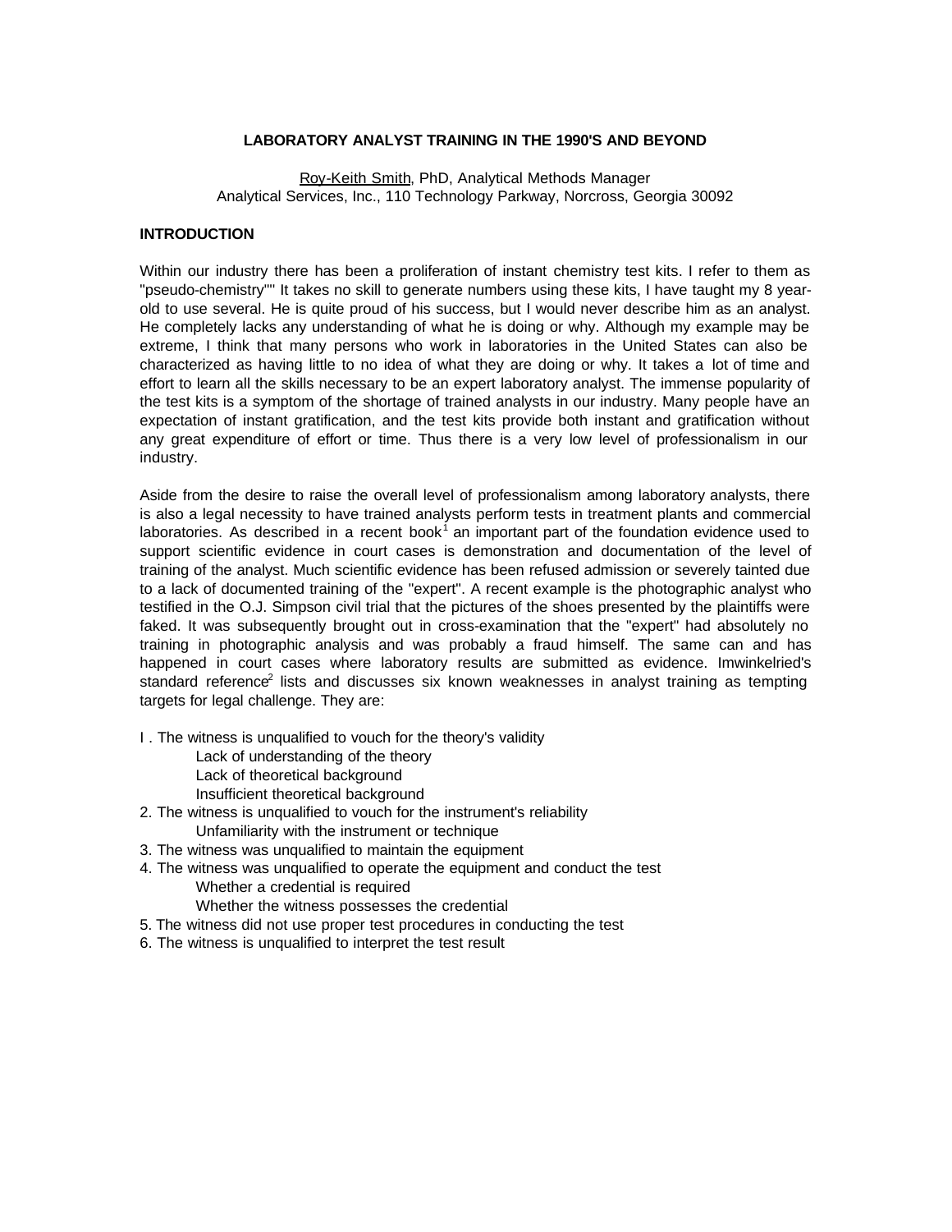# LABORATORY ANALYST TRAINING IN THE 1990'S AND BEYOND

Roy-Keith Smith, PhD, Analytical Methods Manager
Analytical Services, Inc., 110 Technology Parkway, Norcross, Georgia 30092

## INTRODUCTION

Within our industry there has been a proliferation of instant chemistry test kits. I refer to them as "pseudo-chemistry"" It takes no skill to generate numbers using these kits, I have taught my 8 year-old to use several. He is quite proud of his success, but I would never describe him as an analyst. He completely lacks any understanding of what he is doing or why. Although my example may be extreme, I think that many persons who work in laboratories in the United States can also be characterized as having little to no idea of what they are doing or why. It takes a lot of time and effort to learn all the skills necessary to be an expert laboratory analyst. The immense popularity of the test kits is a symptom of the shortage of trained analysts in our industry. Many people have an expectation of instant gratification, and the test kits provide both instant and gratification without any great expenditure of effort or time. Thus there is a very low level of professionalism in our industry.

Aside from the desire to raise the overall level of professionalism among laboratory analysts, there is also a legal necessity to have trained analysts perform tests in treatment plants and commercial laboratories. As described in a recent book[1] an important part of the foundation evidence used to support scientific evidence in court cases is demonstration and documentation of the level of training of the analyst. Much scientific evidence has been refused admission or severely tainted due to a lack of documented training of the "expert". A recent example is the photographic analyst who testified in the O.J. Simpson civil trial that the pictures of the shoes presented by the plaintiffs were faked. It was subsequently brought out in cross-examination that the "expert" had absolutely no training in photographic analysis and was probably a fraud himself. The same can and has happened in court cases where laboratory results are submitted as evidence. Imwinkelried's standard reference[2] lists and discusses six known weaknesses in analyst training as tempting targets for legal challenge. They are:

I . The witness is unqualified to vouch for the theory's validity
  - Lack of understanding of the theory
  - Lack of theoretical background
  - Insufficient theoretical background

2. The witness is unqualified to vouch for the instrument's reliability
  - Unfamiliarity with the instrument or technique

3. The witness was unqualified to maintain the equipment

4. The witness was unqualified to operate the equipment and conduct the test
  - Whether a credential is required
  - Whether the witness possesses the credential

5. The witness did not use proper test procedures in conducting the test

6. The witness is unqualified to interpret the test result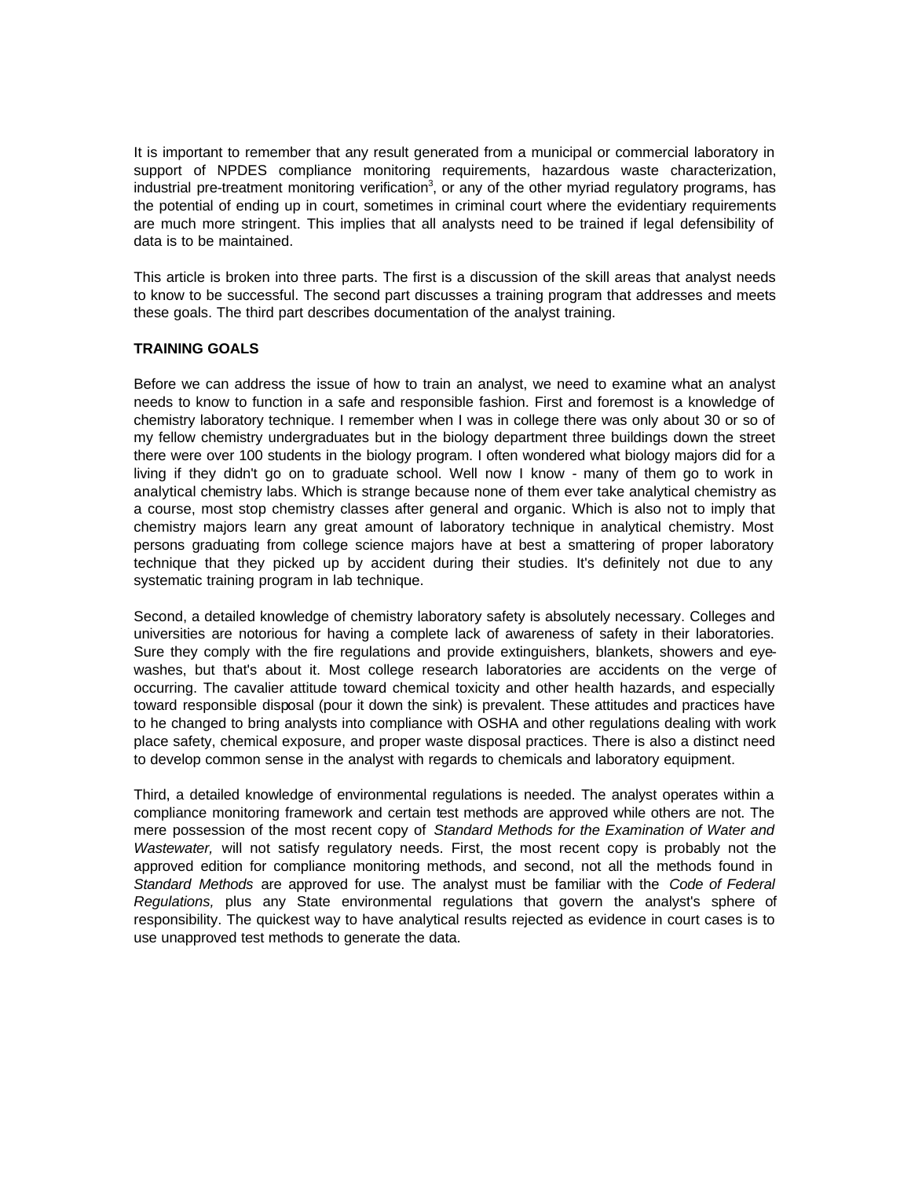It is important to remember that any result generated from a municipal or commercial laboratory in support of NPDES compliance monitoring requirements, hazardous waste characterization, industrial pre-treatment monitoring verification[3], or any of the other myriad regulatory programs, has the potential of ending up in court, sometimes in criminal court where the evidentiary requirements are much more stringent. This implies that all analysts need to be trained if legal defensibility of data is to be maintained.

This article is broken into three parts. The first is a discussion of the skill areas that analyst needs to know to be successful. The second part discusses a training program that addresses and meets these goals. The third part describes documentation of the analyst training.

**TRAINING GOALS**

Before we can address the issue of how to train an analyst, we need to examine what an analyst needs to know to function in a safe and responsible fashion. First and foremost is a knowledge of chemistry laboratory technique. I remember when I was in college there was only about 30 or so of my fellow chemistry undergraduates but in the biology department three buildings down the street there were over 100 students in the biology program. I often wondered what biology majors did for a living if they didn't go on to graduate school. Well now I know - many of them go to work in analytical chemistry labs. Which is strange because none of them ever take analytical chemistry as a course, most stop chemistry classes after general and organic. Which is also not to imply that chemistry majors learn any great amount of laboratory technique in analytical chemistry. Most persons graduating from college science majors have at best a smattering of proper laboratory technique that they picked up by accident during their studies. It's definitely not due to any systematic training program in lab technique.

Second, a detailed knowledge of chemistry laboratory safety is absolutely necessary. Colleges and universities are notorious for having a complete lack of awareness of safety in their laboratories. Sure they comply with the fire regulations and provide extinguishers, blankets, showers and eye-washes, but that's about it. Most college research laboratories are accidents on the verge of occurring. The cavalier attitude toward chemical toxicity and other health hazards, and especially toward responsible disposal (pour it down the sink) is prevalent. These attitudes and practices have to he changed to bring analysts into compliance with OSHA and other regulations dealing with work place safety, chemical exposure, and proper waste disposal practices. There is also a distinct need to develop common sense in the analyst with regards to chemicals and laboratory equipment.

Third, a detailed knowledge of environmental regulations is needed. The analyst operates within a compliance monitoring framework and certain test methods are approved while others are not. The mere possession of the most recent copy of *Standard Methods for the Examination of Water and Wastewater,* will not satisfy regulatory needs. First, the most recent copy is probably not the approved edition for compliance monitoring methods, and second, not all the methods found in *Standard Methods* are approved for use. The analyst must be familiar with the *Code of Federal Regulations,* plus any State environmental regulations that govern the analyst's sphere of responsibility. The quickest way to have analytical results rejected as evidence in court cases is to use unapproved test methods to generate the data.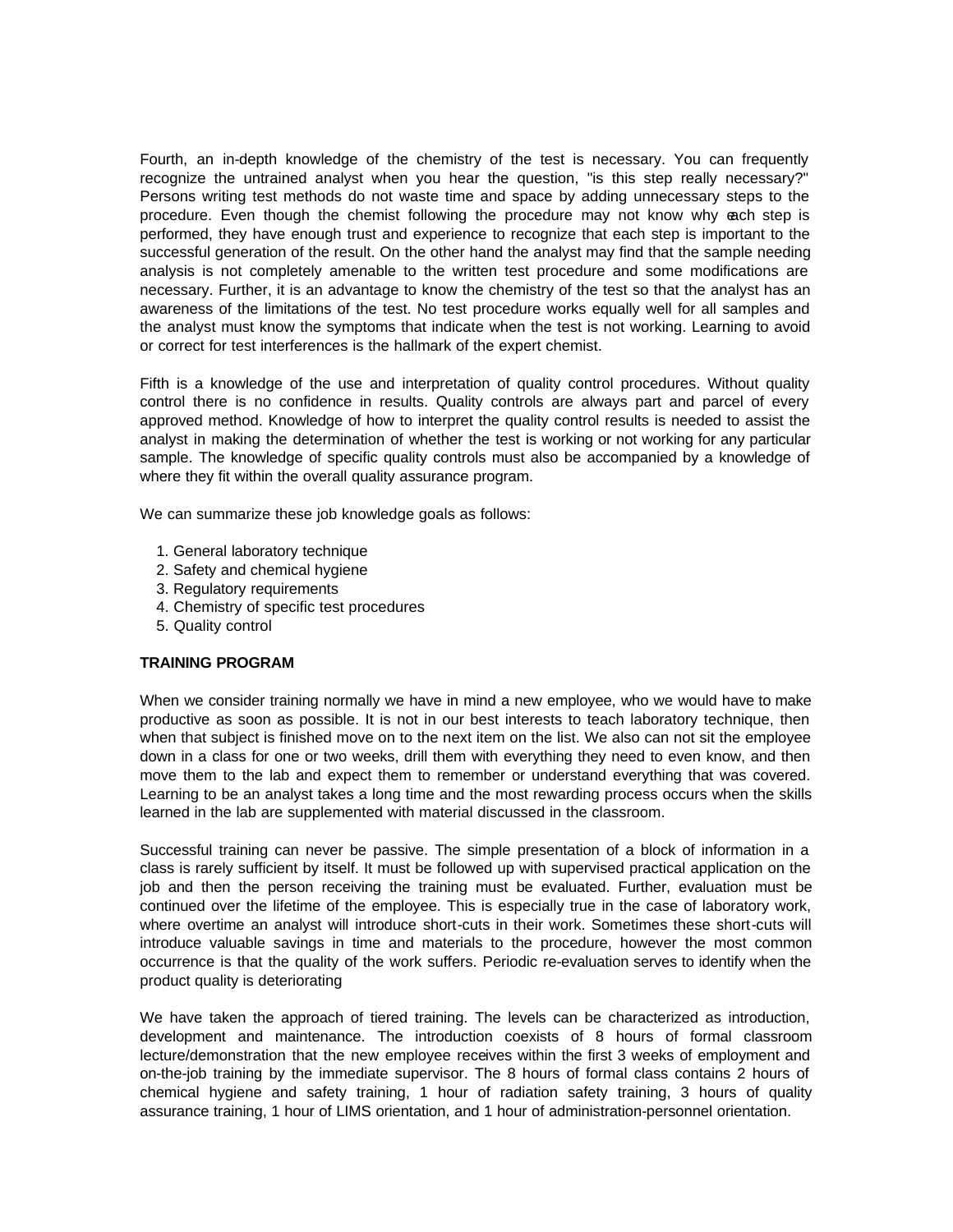Fourth, an in-depth knowledge of the chemistry of the test is necessary. You can frequently recognize the untrained analyst when you hear the question, "is this step really necessary?" Persons writing test methods do not waste time and space by adding unnecessary steps to the procedure. Even though the chemist following the procedure may not know why each step is performed, they have enough trust and experience to recognize that each step is important to the successful generation of the result. On the other hand the analyst may find that the sample needing analysis is not completely amenable to the written test procedure and some modifications are necessary. Further, it is an advantage to know the chemistry of the test so that the analyst has an awareness of the limitations of the test. No test procedure works equally well for all samples and the analyst must know the symptoms that indicate when the test is not working. Learning to avoid or correct for test interferences is the hallmark of the expert chemist.

Fifth is a knowledge of the use and interpretation of quality control procedures. Without quality control there is no confidence in results. Quality controls are always part and parcel of every approved method. Knowledge of how to interpret the quality control results is needed to assist the analyst in making the determination of whether the test is working or not working for any particular sample. The knowledge of specific quality controls must also be accompanied by a knowledge of where they fit within the overall quality assurance program.

We can summarize these job knowledge goals as follows:

1. General laboratory technique
2. Safety and chemical hygiene
3. Regulatory requirements
4. Chemistry of specific test procedures
5. Quality control

**TRAINING PROGRAM**

When we consider training normally we have in mind a new employee, who we would have to make productive as soon as possible. It is not in our best interests to teach laboratory technique, then when that subject is finished move on to the next item on the list. We also can not sit the employee down in a class for one or two weeks, drill them with everything they need to even know, and then move them to the lab and expect them to remember or understand everything that was covered. Learning to be an analyst takes a long time and the most rewarding process occurs when the skills learned in the lab are supplemented with material discussed in the classroom.

Successful training can never be passive. The simple presentation of a block of information in a class is rarely sufficient by itself. It must be followed up with supervised practical application on the job and then the person receiving the training must be evaluated. Further, evaluation must be continued over the lifetime of the employee. This is especially true in the case of laboratory work, where overtime an analyst will introduce short-cuts in their work. Sometimes these short-cuts will introduce valuable savings in time and materials to the procedure, however the most common occurrence is that the quality of the work suffers. Periodic re-evaluation serves to identify when the product quality is deteriorating

We have taken the approach of tiered training. The levels can be characterized as introduction, development and maintenance. The introduction coexists of 8 hours of formal classroom lecture/demonstration that the new employee receives within the first 3 weeks of employment and on-the-job training by the immediate supervisor. The 8 hours of formal class contains 2 hours of chemical hygiene and safety training, 1 hour of radiation safety training, 3 hours of quality assurance training, 1 hour of LIMS orientation, and 1 hour of administration-personnel orientation.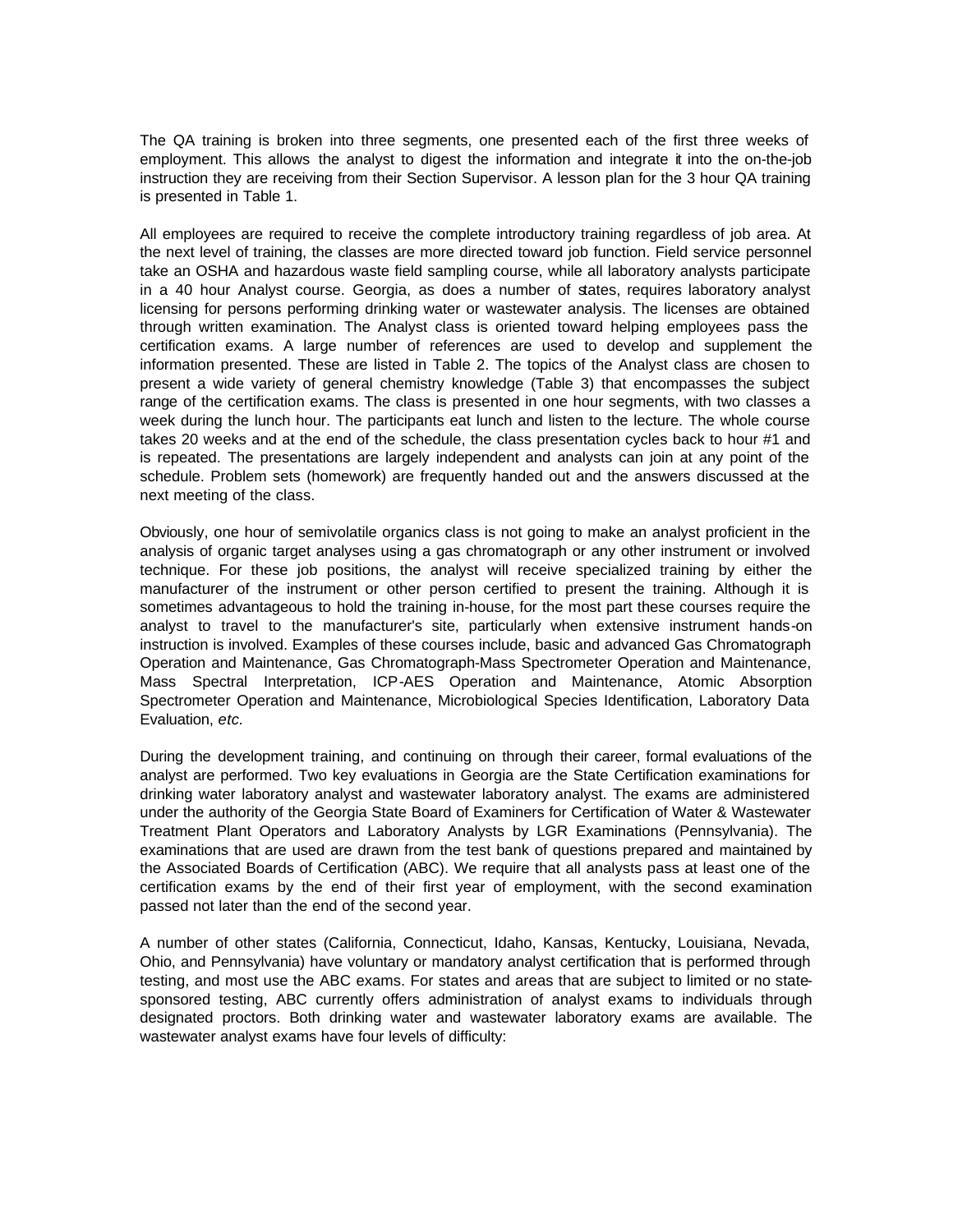The QA training is broken into three segments, one presented each of the first three weeks of employment. This allows the analyst to digest the information and integrate it into the on-the-job instruction they are receiving from their Section Supervisor. A lesson plan for the 3 hour QA training is presented in Table 1.

All employees are required to receive the complete introductory training regardless of job area. At the next level of training, the classes are more directed toward job function. Field service personnel take an OSHA and hazardous waste field sampling course, while all laboratory analysts participate in a 40 hour Analyst course. Georgia, as does a number of states, requires laboratory analyst licensing for persons performing drinking water or wastewater analysis. The licenses are obtained through written examination. The Analyst class is oriented toward helping employees pass the certification exams. A large number of references are used to develop and supplement the information presented. These are listed in Table 2. The topics of the Analyst class are chosen to present a wide variety of general chemistry knowledge (Table 3) that encompasses the subject range of the certification exams. The class is presented in one hour segments, with two classes a week during the lunch hour. The participants eat lunch and listen to the lecture. The whole course takes 20 weeks and at the end of the schedule, the class presentation cycles back to hour #1 and is repeated. The presentations are largely independent and analysts can join at any point of the schedule. Problem sets (homework) are frequently handed out and the answers discussed at the next meeting of the class.

Obviously, one hour of semivolatile organics class is not going to make an analyst proficient in the analysis of organic target analyses using a gas chromatograph or any other instrument or involved technique. For these job positions, the analyst will receive specialized training by either the manufacturer of the instrument or other person certified to present the training. Although it is sometimes advantageous to hold the training in-house, for the most part these courses require the analyst to travel to the manufacturer's site, particularly when extensive instrument hands-on instruction is involved. Examples of these courses include, basic and advanced Gas Chromatograph Operation and Maintenance, Gas Chromatograph-Mass Spectrometer Operation and Maintenance, Mass Spectral Interpretation, ICP-AES Operation and Maintenance, Atomic Absorption Spectrometer Operation and Maintenance, Microbiological Species Identification, Laboratory Data Evaluation, *etc.*

During the development training, and continuing on through their career, formal evaluations of the analyst are performed. Two key evaluations in Georgia are the State Certification examinations for drinking water laboratory analyst and wastewater laboratory analyst. The exams are administered under the authority of the Georgia State Board of Examiners for Certification of Water & Wastewater Treatment Plant Operators and Laboratory Analysts by LGR Examinations (Pennsylvania). The examinations that are used are drawn from the test bank of questions prepared and maintained by the Associated Boards of Certification (ABC). We require that all analysts pass at least one of the certification exams by the end of their first year of employment, with the second examination passed not later than the end of the second year.

A number of other states (California, Connecticut, Idaho, Kansas, Kentucky, Louisiana, Nevada, Ohio, and Pennsylvania) have voluntary or mandatory analyst certification that is performed through testing, and most use the ABC exams. For states and areas that are subject to limited or no state-sponsored testing, ABC currently offers administration of analyst exams to individuals through designated proctors. Both drinking water and wastewater laboratory exams are available. The wastewater analyst exams have four levels of difficulty: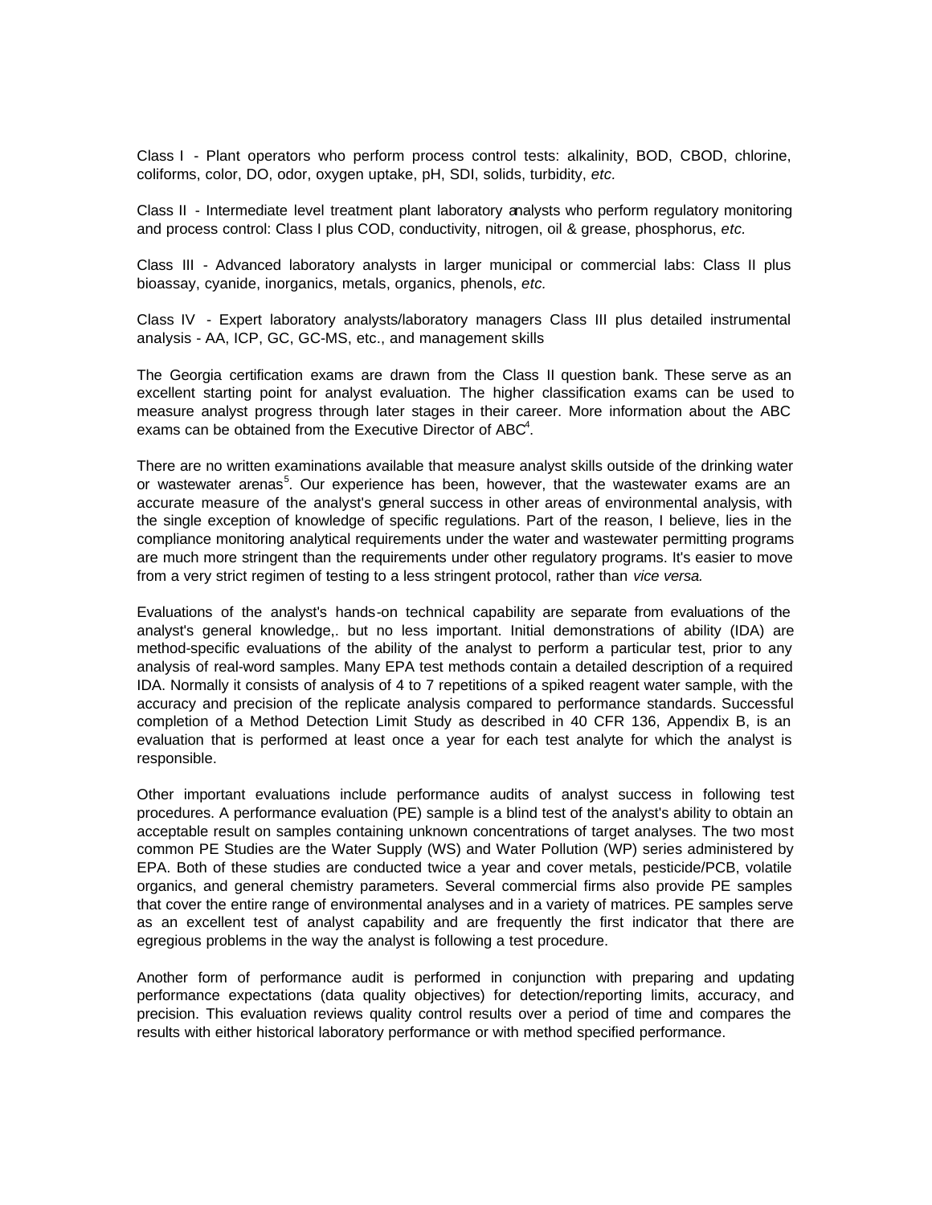Class I - Plant operators who perform process control tests: alkalinity, BOD, CBOD, chlorine, coliforms, color, DO, odor, oxygen uptake, pH, SDI, solids, turbidity, *etc.*

Class II - Intermediate level treatment plant laboratory analysts who perform regulatory monitoring and process control: Class I plus COD, conductivity, nitrogen, oil & grease, phosphorus, *etc.*

Class III - Advanced laboratory analysts in larger municipal or commercial labs: Class II plus bioassay, cyanide, inorganics, metals, organics, phenols, *etc.*

Class IV - Expert laboratory analysts/laboratory managers Class III plus detailed instrumental analysis - AA, ICP, GC, GC-MS, etc., and management skills

The Georgia certification exams are drawn from the Class II question bank. These serve as an excellent starting point for analyst evaluation. The higher classification exams can be used to measure analyst progress through later stages in their career. More information about the ABC exams can be obtained from the Executive Director of ABC[4].

There are no written examinations available that measure analyst skills outside of the drinking water or wastewater arenas[5]. Our experience has been, however, that the wastewater exams are an accurate measure of the analyst's general success in other areas of environmental analysis, with the single exception of knowledge of specific regulations. Part of the reason, I believe, lies in the compliance monitoring analytical requirements under the water and wastewater permitting programs are much more stringent than the requirements under other regulatory programs. It's easier to move from a very strict regimen of testing to a less stringent protocol, rather than *vice versa.*

Evaluations of the analyst's hands-on technical capability are separate from evaluations of the analyst's general knowledge,. but no less important. Initial demonstrations of ability (IDA) are method-specific evaluations of the ability of the analyst to perform a particular test, prior to any analysis of real-word samples. Many EPA test methods contain a detailed description of a required IDA. Normally it consists of analysis of 4 to 7 repetitions of a spiked reagent water sample, with the accuracy and precision of the replicate analysis compared to performance standards. Successful completion of a Method Detection Limit Study as described in 40 CFR 136, Appendix B, is an evaluation that is performed at least once a year for each test analyte for which the analyst is responsible.

Other important evaluations include performance audits of analyst success in following test procedures. A performance evaluation (PE) sample is a blind test of the analyst's ability to obtain an acceptable result on samples containing unknown concentrations of target analyses. The two most common PE Studies are the Water Supply (WS) and Water Pollution (WP) series administered by EPA. Both of these studies are conducted twice a year and cover metals, pesticide/PCB, volatile organics, and general chemistry parameters. Several commercial firms also provide PE samples that cover the entire range of environmental analyses and in a variety of matrices. PE samples serve as an excellent test of analyst capability and are frequently the first indicator that there are egregious problems in the way the analyst is following a test procedure.

Another form of performance audit is performed in conjunction with preparing and updating performance expectations (data quality objectives) for detection/reporting limits, accuracy, and precision. This evaluation reviews quality control results over a period of time and compares the results with either historical laboratory performance or with method specified performance.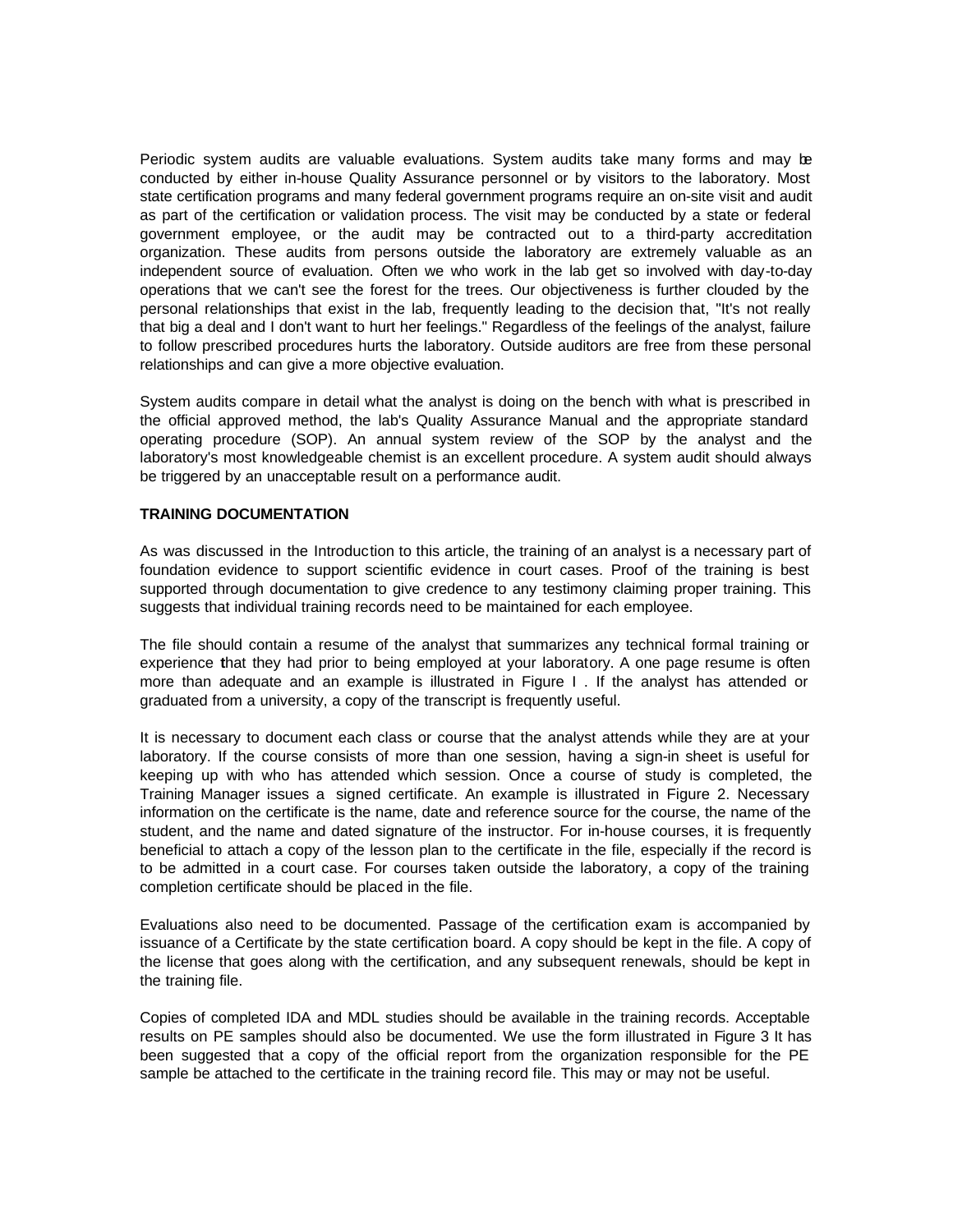Periodic system audits are valuable evaluations. System audits take many forms and may be conducted by either in-house Quality Assurance personnel or by visitors to the laboratory. Most state certification programs and many federal government programs require an on-site visit and audit as part of the certification or validation process. The visit may be conducted by a state or federal government employee, or the audit may be contracted out to a third-party accreditation organization. These audits from persons outside the laboratory are extremely valuable as an independent source of evaluation. Often we who work in the lab get so involved with day-to-day operations that we can't see the forest for the trees. Our objectiveness is further clouded by the personal relationships that exist in the lab, frequently leading to the decision that, "It's not really that big a deal and I don't want to hurt her feelings." Regardless of the feelings of the analyst, failure to follow prescribed procedures hurts the laboratory. Outside auditors are free from these personal relationships and can give a more objective evaluation.

System audits compare in detail what the analyst is doing on the bench with what is prescribed in the official approved method, the lab's Quality Assurance Manual and the appropriate standard operating procedure (SOP). An annual system review of the SOP by the analyst and the laboratory's most knowledgeable chemist is an excellent procedure. A system audit should always be triggered by an unacceptable result on a performance audit.

**TRAINING DOCUMENTATION**

As was discussed in the Introduction to this article, the training of an analyst is a necessary part of foundation evidence to support scientific evidence in court cases. Proof of the training is best supported through documentation to give credence to any testimony claiming proper training. This suggests that individual training records need to be maintained for each employee.

The file should contain a resume of the analyst that summarizes any technical formal training or experience that they had prior to being employed at your laboratory. A one page resume is often more than adequate and an example is illustrated in Figure I . If the analyst has attended or graduated from a university, a copy of the transcript is frequently useful.

It is necessary to document each class or course that the analyst attends while they are at your laboratory. If the course consists of more than one session, having a sign-in sheet is useful for keeping up with who has attended which session. Once a course of study is completed, the Training Manager issues a signed certificate. An example is illustrated in Figure 2. Necessary information on the certificate is the name, date and reference source for the course, the name of the student, and the name and dated signature of the instructor. For in-house courses, it is frequently beneficial to attach a copy of the lesson plan to the certificate in the file, especially if the record is to be admitted in a court case. For courses taken outside the laboratory, a copy of the training completion certificate should be placed in the file.

Evaluations also need to be documented. Passage of the certification exam is accompanied by issuance of a Certificate by the state certification board. A copy should be kept in the file. A copy of the license that goes along with the certification, and any subsequent renewals, should be kept in the training file.

Copies of completed IDA and MDL studies should be available in the training records. Acceptable results on PE samples should also be documented. We use the form illustrated in Figure 3 It has been suggested that a copy of the official report from the organization responsible for the PE sample be attached to the certificate in the training record file. This may or may not be useful.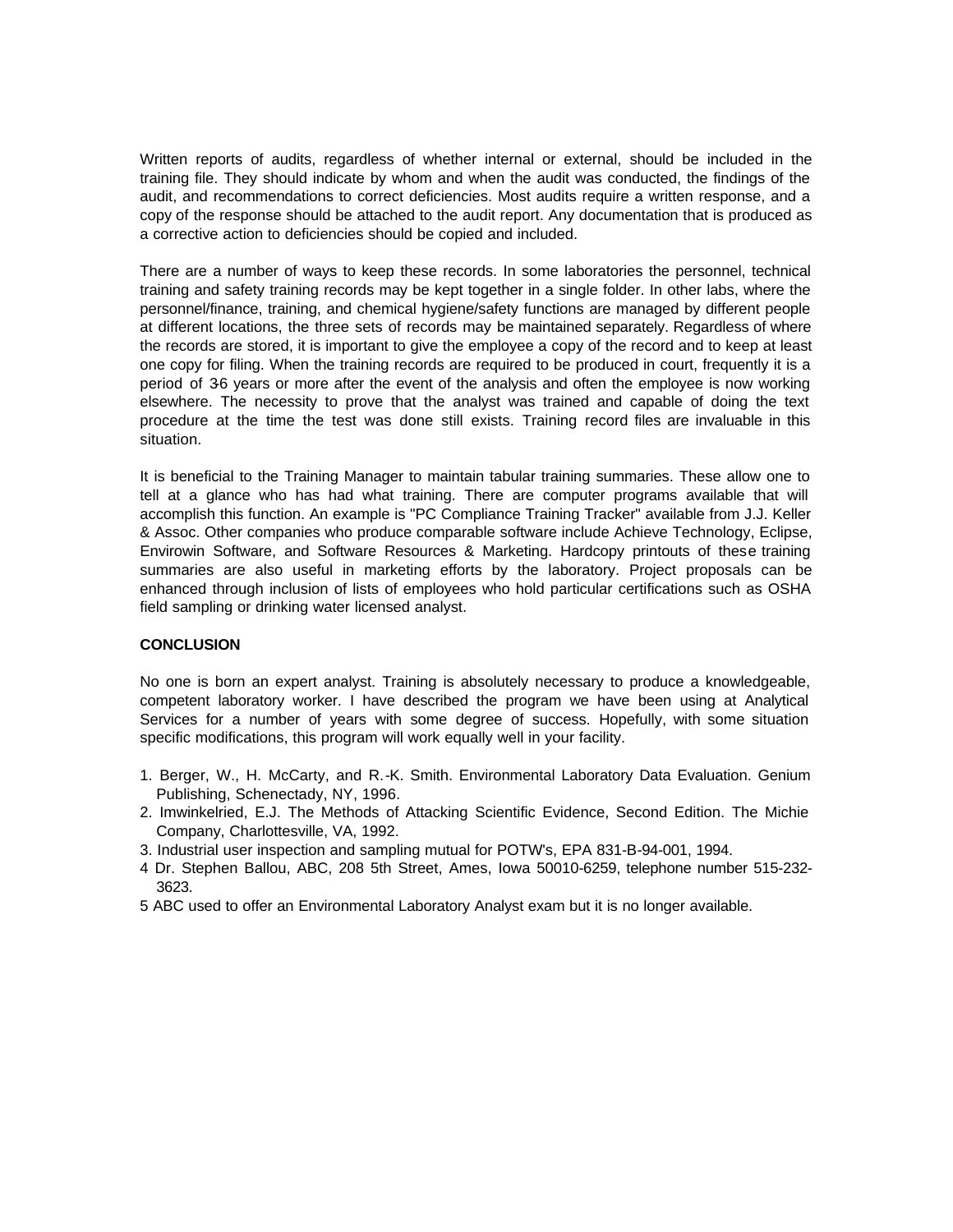Written reports of audits, regardless of whether internal or external, should be included in the training file. They should indicate by whom and when the audit was conducted, the findings of the audit, and recommendations to correct deficiencies. Most audits require a written response, and a copy of the response should be attached to the audit report. Any documentation that is produced as a corrective action to deficiencies should be copied and included.

There are a number of ways to keep these records. In some laboratories the personnel, technical training and safety training records may be kept together in a single folder. In other labs, where the personnel/finance, training, and chemical hygiene/safety functions are managed by different people at different locations, the three sets of records may be maintained separately. Regardless of where the records are stored, it is important to give the employee a copy of the record and to keep at least one copy for filing. When the training records are required to be produced in court, frequently it is a period of 3-6 years or more after the event of the analysis and often the employee is now working elsewhere. The necessity to prove that the analyst was trained and capable of doing the text procedure at the time the test was done still exists. Training record files are invaluable in this situation.

It is beneficial to the Training Manager to maintain tabular training summaries. These allow one to tell at a glance who has had what training. There are computer programs available that will accomplish this function. An example is "PC Compliance Training Tracker" available from J.J. Keller & Assoc. Other companies who produce comparable software include Achieve Technology, Eclipse, Envirowin Software, and Software Resources & Marketing. Hardcopy printouts of these training summaries are also useful in marketing efforts by the laboratory. Project proposals can be enhanced through inclusion of lists of employees who hold particular certifications such as OSHA field sampling or drinking water licensed analyst.

**CONCLUSION**

No one is born an expert analyst. Training is absolutely necessary to produce a knowledgeable, competent laboratory worker. I have described the program we have been using at Analytical Services for a number of years with some degree of success. Hopefully, with some situation specific modifications, this program will work equally well in your facility.

1. Berger, W., H. McCarty, and R.-K. Smith. Environmental Laboratory Data Evaluation. Genium Publishing, Schenectady, NY, 1996.
2. Imwinkelried, E.J. The Methods of Attacking Scientific Evidence, Second Edition. The Michie Company, Charlottesville, VA, 1992.
3. Industrial user inspection and sampling mutual for POTW's, EPA 831-B-94-001, 1994.
4 Dr. Stephen Ballou, ABC, 208 5th Street, Ames, Iowa 50010-6259, telephone number 515-232-3623.
5 ABC used to offer an Environmental Laboratory Analyst exam but it is no longer available.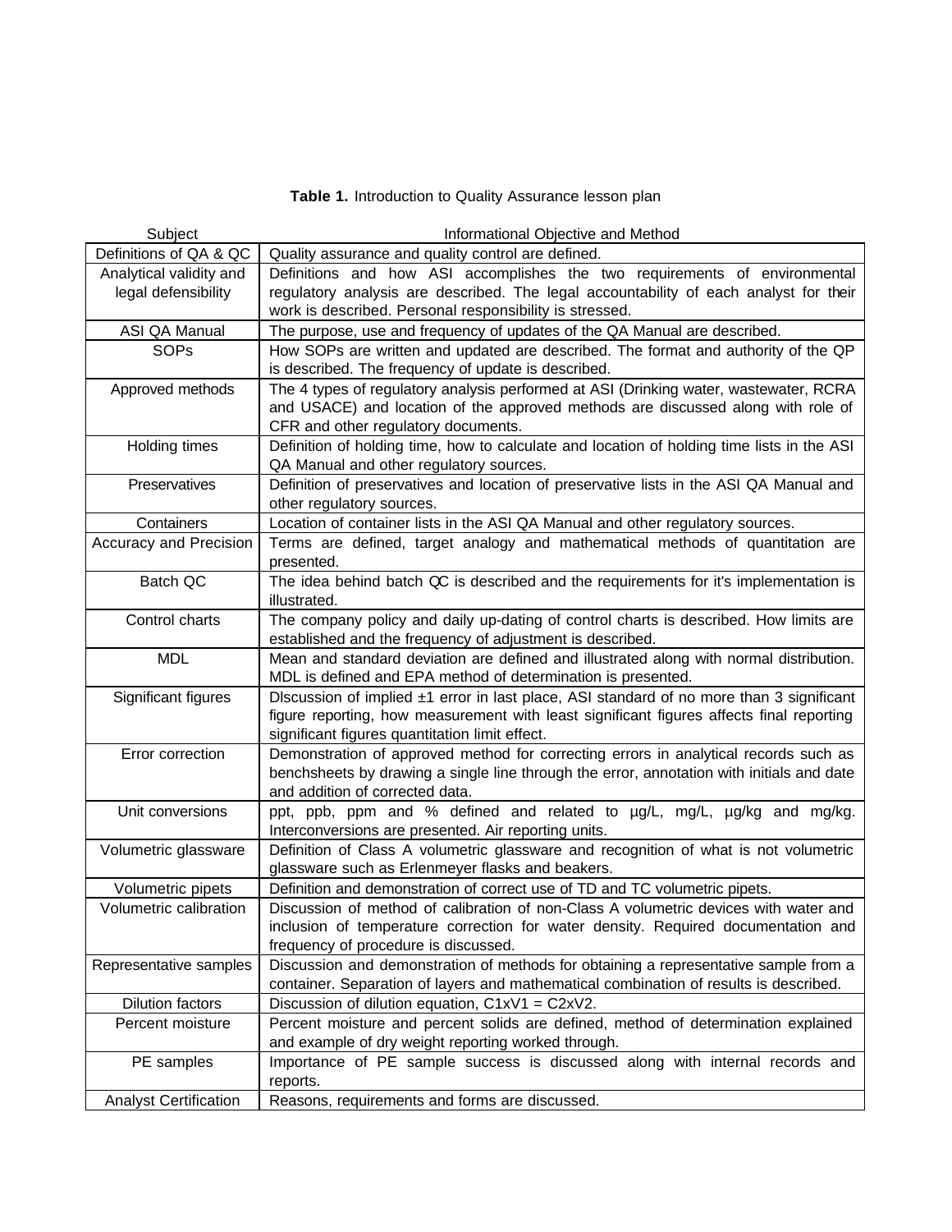**Table 1.** Introduction to Quality Assurance lesson plan

| Subject | Informational Objective and Method |
|---|---|
| Definitions of QA & QC | Quality assurance and quality control are defined. |
| Analytical validity and legal defensibility | Definitions and how ASI accomplishes the two requirements of environmental regulatory analysis are described. The legal accountability of each analyst for their work is described. Personal responsibility is stressed. |
| ASI QA Manual | The purpose, use and frequency of updates of the QA Manual are described. |
| SOPs | How SOPs are written and updated are described. The format and authority of the QP is described. The frequency of update is described. |
| Approved methods | The 4 types of regulatory analysis performed at ASI (Drinking water, wastewater, RCRA and USACE) and location of the approved methods are discussed along with role of CFR and other regulatory documents. |
| Holding times | Definition of holding time, how to calculate and location of holding time lists in the ASI QA Manual and other regulatory sources. |
| Preservatives | Definition of preservatives and location of preservative lists in the ASI QA Manual and other regulatory sources. |
| Containers | Location of container lists in the ASI QA Manual and other regulatory sources. |
| Accuracy and Precision | Terms are defined, target analogy and mathematical methods of quantitation are presented. |
| Batch QC | The idea behind batch QC is described and the requirements for it's implementation is illustrated. |
| Control charts | The company policy and daily up-dating of control charts is described. How limits are established and the frequency of adjustment is described. |
| MDL | Mean and standard deviation are defined and illustrated along with normal distribution. MDL is defined and EPA method of determination is presented. |
| Significant figures | DIscussion of implied ±1 error in last place, ASI standard of no more than 3 significant figure reporting, how measurement with least significant figures affects final reporting significant figures quantitation limit effect. |
| Error correction | Demonstration of approved method for correcting errors in analytical records such as benchsheets by drawing a single line through the error, annotation with initials and date and addition of corrected data. |
| Unit conversions | ppt, ppb, ppm and % defined and related to µg/L, mg/L, µg/kg and mg/kg. Interconversions are presented. Air reporting units. |
| Volumetric glassware | Definition of Class A volumetric glassware and recognition of what is not volumetric glassware such as Erlenmeyer flasks and beakers. |
| Volumetric pipets | Definition and demonstration of correct use of TD and TC volumetric pipets. |
| Volumetric calibration | Discussion of method of calibration of non-Class A volumetric devices with water and inclusion of temperature correction for water density. Required documentation and frequency of procedure is discussed. |
| Representative samples | Discussion and demonstration of methods for obtaining a representative sample from a container. Separation of layers and mathematical combination of results is described. |
| Dilution factors | Discussion of dilution equation, $C1xV1 = C2xV2$. |
| Percent moisture | Percent moisture and percent solids are defined, method of determination explained and example of dry weight reporting worked through. |
| PE samples | Importance of PE sample success is discussed along with internal records and reports. |
| Analyst Certification | Reasons, requirements and forms are discussed. |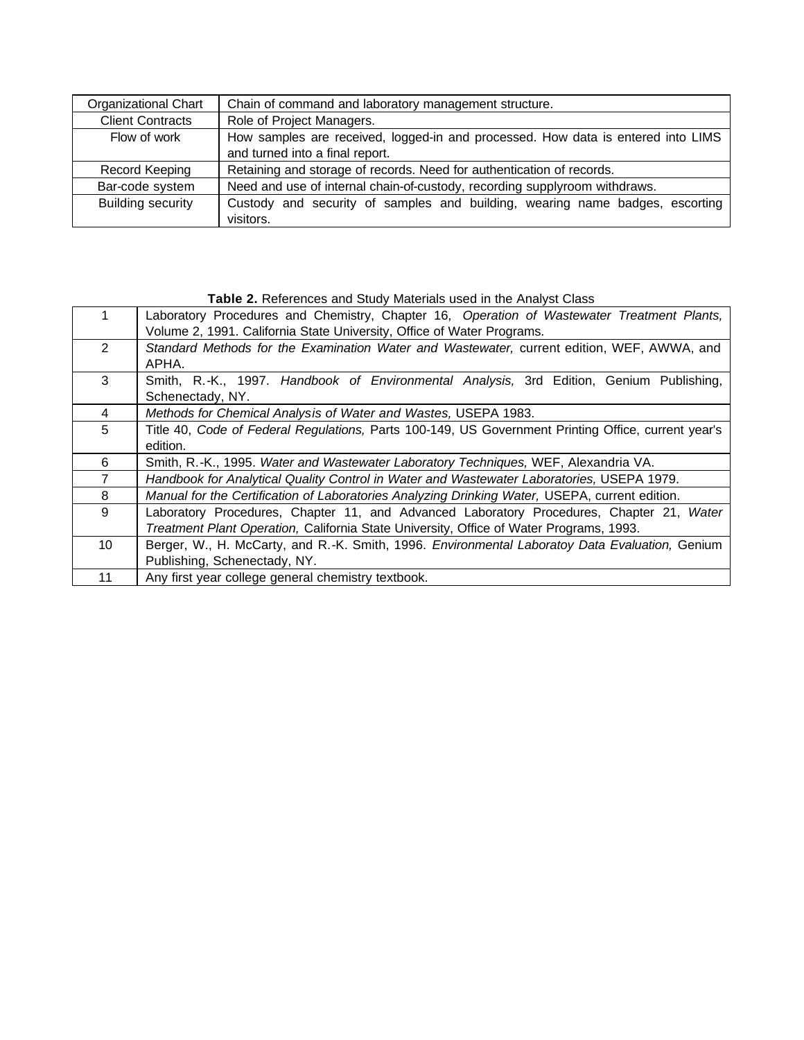| | |
|---|---|
| Organizational Chart | Chain of command and laboratory management structure. |
| Client Contracts | Role of Project Managers. |
| Flow of work | How samples are received, logged-in and processed. How data is entered into LIMS and turned into a final report. |
| Record Keeping | Retaining and storage of records. Need for authentication of records. |
| Bar-code system | Need and use of internal chain-of-custody, recording supplyroom withdraws. |
| Building security | Custody and security of samples and building, wearing name badges, escorting visitors. |

**Table 2.** References and Study Materials used in the Analyst Class

| | |
|---|---|
| 1 | Laboratory Procedures and Chemistry, Chapter 16, *Operation of Wastewater Treatment Plants,* Volume 2, 1991. California State University, Office of Water Programs. |
| 2 | *Standard Methods for the Examination Water and Wastewater,* current edition, WEF, AWWA, and APHA. |
| 3 | Smith, R.-K., 1997. *Handbook of Environmental Analysis,* 3rd Edition, Genium Publishing, Schenectady, NY. |
| 4 | *Methods for Chemical Analysis of Water and Wastes,* USEPA 1983. |
| 5 | Title 40, *Code of Federal Regulations,* Parts 100-149, US Government Printing Office, current year's edition. |
| 6 | Smith, R.-K., 1995. *Water and Wastewater Laboratory Techniques,* WEF, Alexandria VA. |
| 7 | *Handbook for Analytical Quality Control in Water and Wastewater Laboratories,* USEPA 1979. |
| 8 | *Manual for the Certification of Laboratories Analyzing Drinking Water,* USEPA, current edition. |
| 9 | Laboratory Procedures, Chapter 11, and Advanced Laboratory Procedures, Chapter 21, *Water Treatment Plant Operation,* California State University, Office of Water Programs, 1993. |
| 10 | Berger, W., H. McCarty, and R.-K. Smith, 1996. *Environmental Laboratoy Data Evaluation,* Genium Publishing, Schenectady, NY. |
| 11 | Any first year college general chemistry textbook. |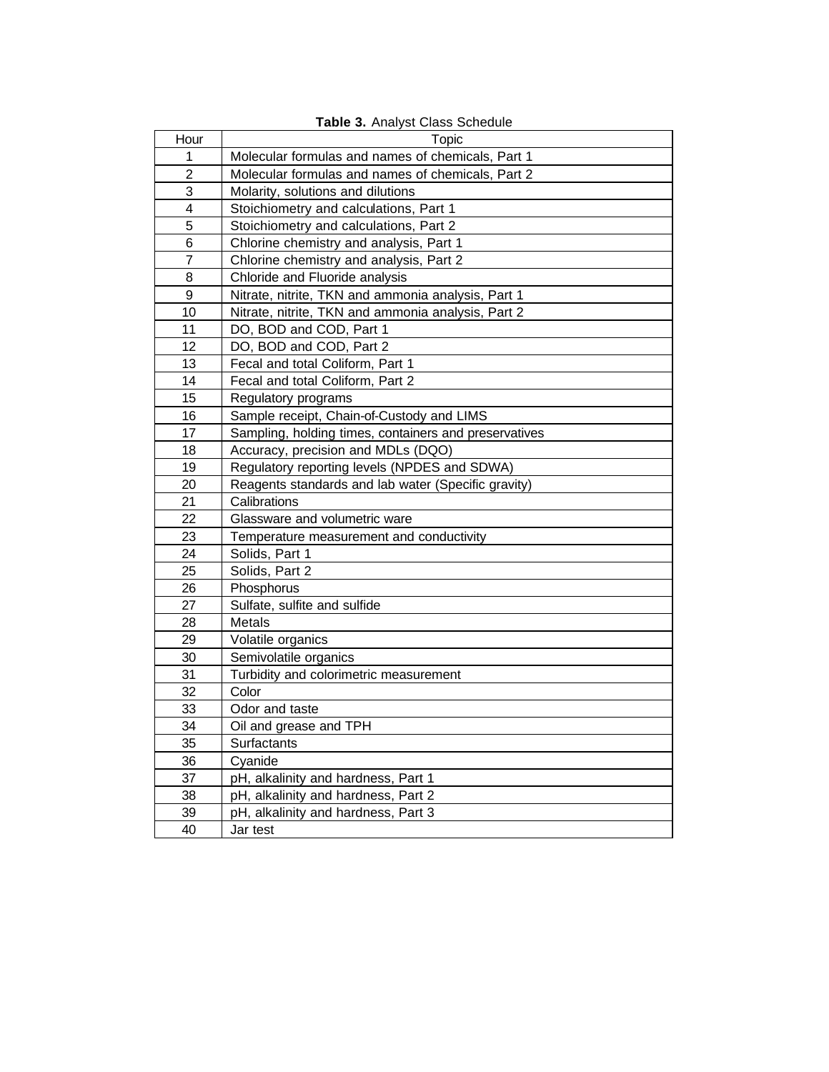**Table 3.** Analyst Class Schedule

| Hour | Topic |
|---|---|
| 1 | Molecular formulas and names of chemicals, Part 1 |
| 2 | Molecular formulas and names of chemicals, Part 2 |
| 3 | Molarity, solutions and dilutions |
| 4 | Stoichiometry and calculations, Part 1 |
| 5 | Stoichiometry and calculations, Part 2 |
| 6 | Chlorine chemistry and analysis, Part 1 |
| 7 | Chlorine chemistry and analysis, Part 2 |
| 8 | Chloride and Fluoride analysis |
| 9 | Nitrate, nitrite, TKN and ammonia analysis, Part 1 |
| 10 | Nitrate, nitrite, TKN and ammonia analysis, Part 2 |
| 11 | DO, BOD and COD, Part 1 |
| 12 | DO, BOD and COD, Part 2 |
| 13 | Fecal and total Coliform, Part 1 |
| 14 | Fecal and total Coliform, Part 2 |
| 15 | Regulatory programs |
| 16 | Sample receipt, Chain-of-Custody and LIMS |
| 17 | Sampling, holding times, containers and preservatives |
| 18 | Accuracy, precision and MDLs (DQO) |
| 19 | Regulatory reporting levels (NPDES and SDWA) |
| 20 | Reagents standards and lab water (Specific gravity) |
| 21 | Calibrations |
| 22 | Glassware and volumetric ware |
| 23 | Temperature measurement and conductivity |
| 24 | Solids, Part 1 |
| 25 | Solids, Part 2 |
| 26 | Phosphorus |
| 27 | Sulfate, sulfite and sulfide |
| 28 | Metals |
| 29 | Volatile organics |
| 30 | Semivolatile organics |
| 31 | Turbidity and colorimetric measurement |
| 32 | Color |
| 33 | Odor and taste |
| 34 | Oil and grease and TPH |
| 35 | Surfactants |
| 36 | Cyanide |
| 37 | pH, alkalinity and hardness, Part 1 |
| 38 | pH, alkalinity and hardness, Part 2 |
| 39 | pH, alkalinity and hardness, Part 3 |
| 40 | Jar test |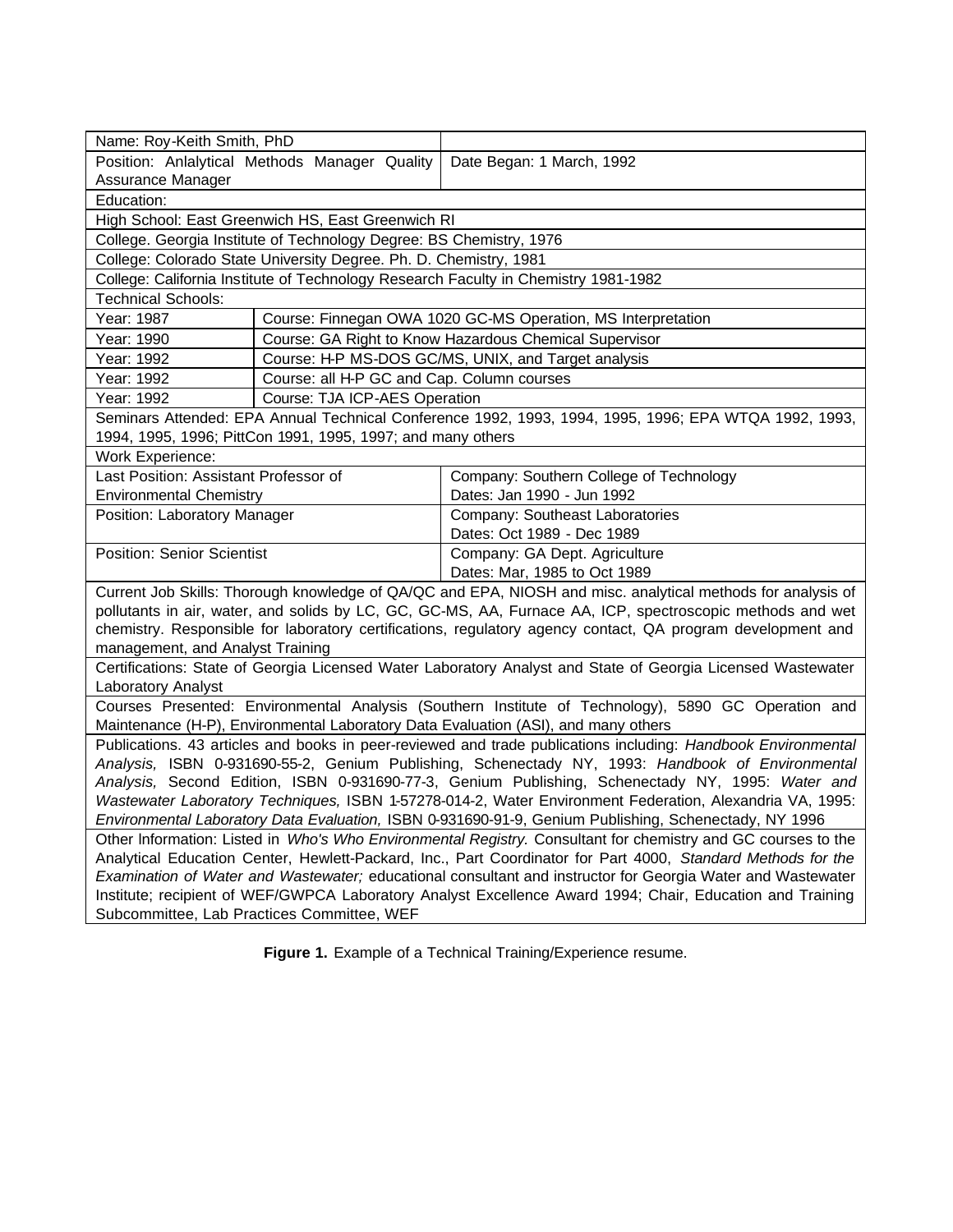| Name: Roy-Keith Smith, PhD | | |
| --- | --- | --- |
| Position: Anlalytical Methods Manager Quality Assurance Manager | | Date Began: 1 March, 1992 |
| Education: | | |
| High School: East Greenwich HS, East Greenwich RI | | |
| College. Georgia Institute of Technology Degree: BS Chemistry, 1976 | | |
| College: Colorado State University Degree. Ph. D. Chemistry, 1981 | | |
| College: California Institute of Technology Research Faculty in Chemistry 1981-1982 | | |
| Technical Schools: | | |
| Year: 1987 | Course: Finnegan OWA 1020 GC-MS Operation, MS Interpretation | |
| Year: 1990 | Course: GA Right to Know Hazardous Chemical Supervisor | |
| Year: 1992 | Course: H-P MS-DOS GC/MS, UNIX, and Target analysis | |
| Year: 1992 | Course: all H-P GC and Cap. Column courses | |
| Year: 1992 | Course: TJA ICP-AES Operation | |
| Seminars Attended: EPA Annual Technical Conference 1992, 1993, 1994, 1995, 1996; EPA WTQA 1992, 1993, 1994, 1995, 1996; PittCon 1991, 1995, 1997; and many others | | |
| Work Experience: | | |
| Last Position: Assistant Professor of Environmental Chemistry | | Company: Southern College of Technology<br>Dates: Jan 1990 - Jun 1992 |
| Position: Laboratory Manager | | Company: Southeast Laboratories<br>Dates: Oct 1989 - Dec 1989 |
| Position: Senior Scientist | | Company: GA Dept. Agriculture<br>Dates: Mar, 1985 to Oct 1989 |
| Current Job Skills: Thorough knowledge of QA/QC and EPA, NIOSH and misc. analytical methods for analysis of pollutants in air, water, and solids by LC, GC, GC-MS, AA, Furnace AA, ICP, spectroscopic methods and wet chemistry. Responsible for laboratory certifications, regulatory agency contact, QA program development and management, and Analyst Training | | |
| Certifications: State of Georgia Licensed Water Laboratory Analyst and State of Georgia Licensed Wastewater Laboratory Analyst | | |
| Courses Presented: Environmental Analysis (Southern Institute of Technology), 5890 GC Operation and Maintenance (H-P), Environmental Laboratory Data Evaluation (ASI), and many others | | |
| Publications. 43 articles and books in peer-reviewed and trade publications including: *Handbook Environmental Analysis,* ISBN 0-931690-55-2, Genium Publishing, Schenectady NY, 1993: *Handbook of Environmental Analysis,* Second Edition, ISBN 0-931690-77-3, Genium Publishing, Schenectady NY, 1995: *Water and Wastewater Laboratory Techniques,* ISBN 1-57278-014-2, Water Environment Federation, Alexandria VA, 1995: *Environmental Laboratory Data Evaluation,* ISBN 0-931690-91-9, Genium Publishing, Schenectady, NY 1996 | | |
| Other Information: Listed in *Who's Who Environmental Registry.* Consultant for chemistry and GC courses to the Analytical Education Center, Hewlett-Packard, Inc., Part Coordinator for Part 4000, *Standard Methods for the Examination of Water and Wastewater;* educational consultant and instructor for Georgia Water and Wastewater Institute; recipient of WEF/GWPCA Laboratory Analyst Excellence Award 1994; Chair, Education and Training Subcommittee, Lab Practices Committee, WEF | | |

**Figure 1.** Example of a Technical Training/Experience resume.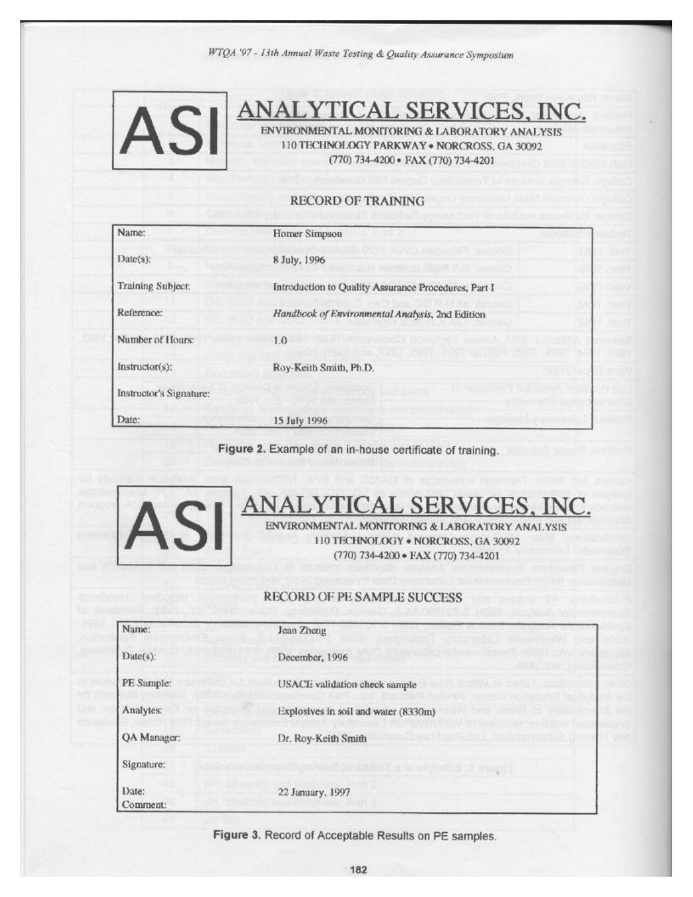**ASI** **ANALYTICAL SERVICES, INC.**

ENVIRONMENTAL MONITORING & LABORATORY ANALYSIS
110 TECHNOLOGY PARKWAY • NORCROSS, GA 30092
(770) 734-4200 • FAX (770) 734-4201

### RECORD OF TRAINING

| | |
|---|---|
| Name: | Homer Simpson |
| Date(s): | 8 July, 1996 |
| Training Subject: | Introduction to Quality Assurance Procedures, Part I |
| Reference: | *Handbook of Environmental Analysis*, 2nd Edition |
| Number of Hours: | 1.0 |
| Instructor(s): | Roy-Keith Smith, Ph.D. |
| Instructor's Signature: | |
| Date: | 15 July 1996 |

**Figure 2.** Example of an in-house certificate of training.

**ASI** **ANALYTICAL SERVICES, INC.**

ENVIRONMENTAL MONITORING & LABORATORY ANALYSIS
110 TECHNOLOGY PARKWAY • NORCROSS, GA 30092
(770) 734-4200 • FAX (770) 734-4201

### RECORD OF PE SAMPLE SUCCESS

| | |
|---|---|
| Name: | Jean Zheng |
| Date(s): | December, 1996 |
| PE Sample: | USACE validation check sample |
| Analytes: | Explosives in soil and water (8330m) |
| QA Manager: | Dr. Roy-Keith Smith |
| Signature: | |
| Date: | 22 January, 1997 |
| Comment: | |

**Figure 3.** Record of Acceptable Results on PE samples.